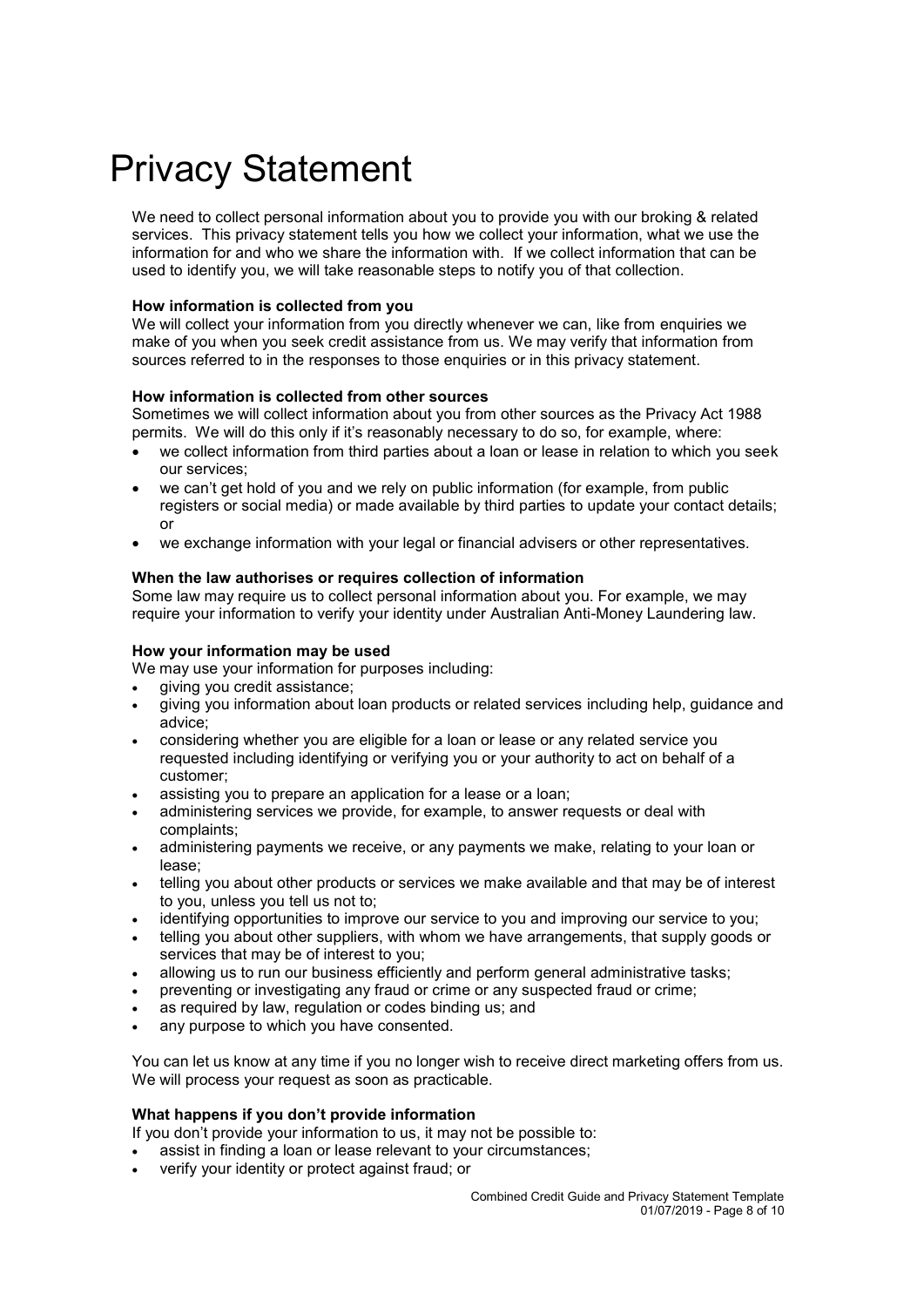# Privacy Statement

We need to collect personal information about you to provide you with our broking & related services. This privacy statement tells you how we collect your information, what we use the information for and who we share the information with. If we collect information that can be used to identify you, we will take reasonable steps to notify you of that collection.

**How information is collected from you**

We will collect your information from you directly whenever we can, like from enquiries we make of you when you seek credit assistance from us. We may verify that information from sources referred to in the responses to those enquiries or in this privacy statement.

**How information is collected from other sources**

Sometimes we will collect information about you from other sources as the Privacy Act 1988 permits. We will do this only if it's reasonably necessary to do so, for example, where:

- we collect information from third parties about a loan or lease in relation to which you seek our services;
- we can't get hold of you and we rely on public information (for example, from public registers or social media) or made available by third parties to update your contact details; or
- we exchange information with your legal or financial advisers or other representatives.

**When the law authorises or requires collection of information**

Some law may require us to collect personal information about you. For example, we may require your information to verify your identity under Australian Anti-Money Laundering law.

**How your information may be used**

We may use your information for purposes including:

- giving you credit assistance;
- giving you information about loan products or related services including help, guidance and advice;
- considering whether you are eligible for a loan or lease or any related service you requested including identifying or verifying you or your authority to act on behalf of a customer;
- assisting you to prepare an application for a lease or a loan;
- administering services we provide, for example, to answer requests or deal with complaints;
- administering payments we receive, or any payments we make, relating to your loan or lease;
- telling you about other products or services we make available and that may be of interest to you, unless you tell us not to;
- identifying opportunities to improve our service to you and improving our service to you;
- telling you about other suppliers, with whom we have arrangements, that supply goods or services that may be of interest to you;
- allowing us to run our business efficiently and perform general administrative tasks;
- preventing or investigating any fraud or crime or any suspected fraud or crime;
- as required by law, regulation or codes binding us; and
- any purpose to which you have consented.

You can let us know at any time if you no longer wish to receive direct marketing offers from us. We will process your request as soon as practicable.

**What happens if you don't provide information**

If you don't provide your information to us, it may not be possible to:

- assist in finding a loan or lease relevant to your circumstances;
- verify your identity or protect against fraud; or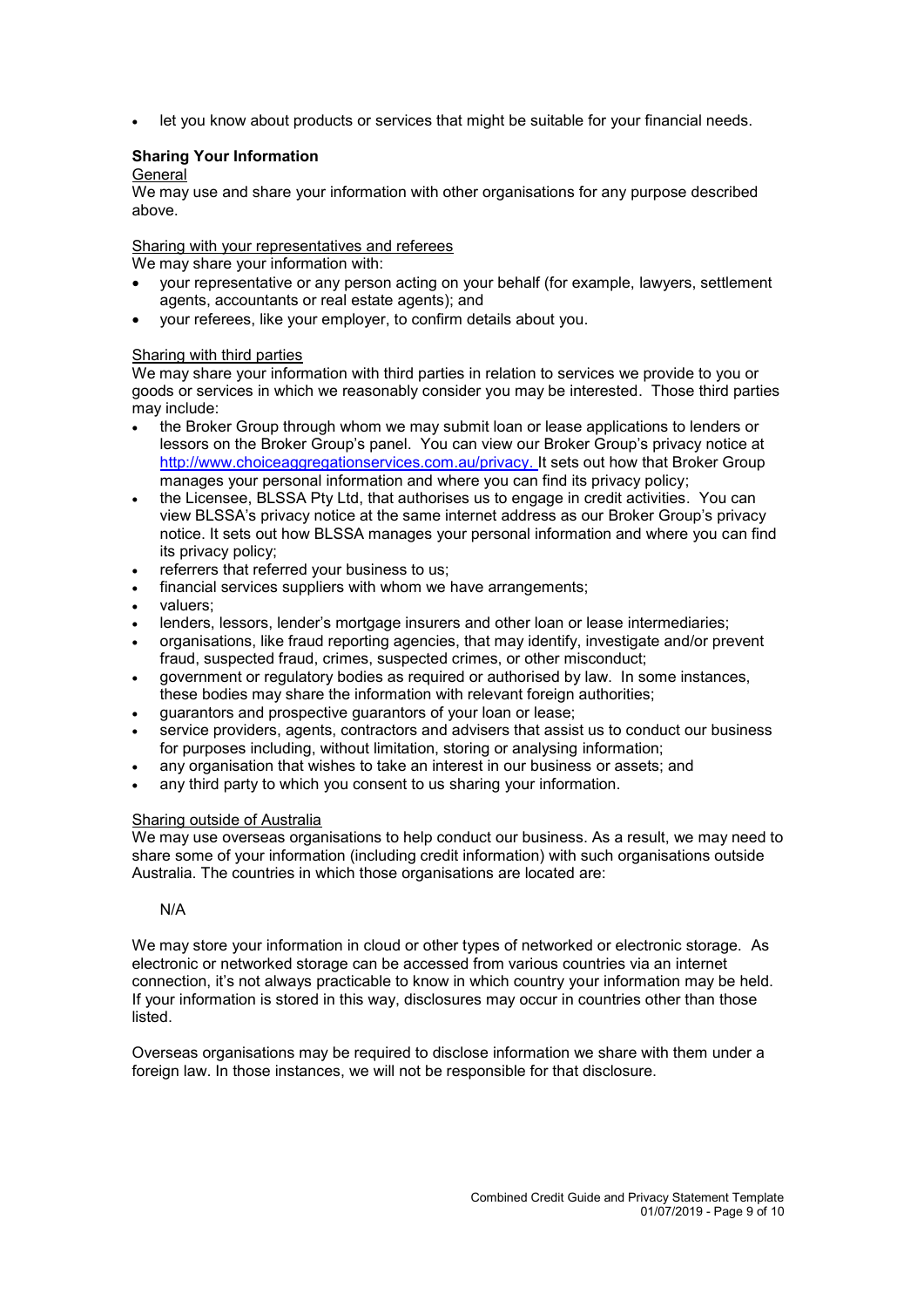- let you know about products or services that might be suitable for your financial needs.

**Sharing Your Information**

General

We may use and share your information with other organisations for any purpose described above.

Sharing with your representatives and referees

We may share your information with:

- your representative or any person acting on your behalf (for example, lawyers, settlement agents, accountants or real estate agents); and
- your referees, like your employer, to confirm details about you.

Sharing with third parties

We may share your information with third parties in relation to services we provide to you or goods or services in which we reasonably consider you may be interested. Those third parties may include:

- the Broker Group through whom we may submit loan or lease applications to lenders or lessors on the Broker Group's panel. You can view our Broker Group's privacy notice at http://www.choiceaggregationservices.com.au/privacy. It sets out how that Broker Group manages your personal information and where you can find its privacy policy;
- the Licensee, BLSSA Pty Ltd, that authorises us to engage in credit activities. You can view BLSSA's privacy notice at the same internet address as our Broker Group's privacy notice. It sets out how BLSSA manages your personal information and where you can find its privacy policy;
- referrers that referred your business to us;
- financial services suppliers with whom we have arrangements;
- valuers;
- lenders, lessors, lender's mortgage insurers and other loan or lease intermediaries;
- organisations, like fraud reporting agencies, that may identify, investigate and/or prevent fraud, suspected fraud, crimes, suspected crimes, or other misconduct;
- government or regulatory bodies as required or authorised by law. In some instances, these bodies may share the information with relevant foreign authorities;
- guarantors and prospective guarantors of your loan or lease;
- service providers, agents, contractors and advisers that assist us to conduct our business for purposes including, without limitation, storing or analysing information;
- any organisation that wishes to take an interest in our business or assets; and
- any third party to which you consent to us sharing your information.

Sharing outside of Australia

We may use overseas organisations to help conduct our business. As a result, we may need to share some of your information (including credit information) with such organisations outside Australia. The countries in which those organisations are located are:

N/A

We may store your information in cloud or other types of networked or electronic storage. As electronic or networked storage can be accessed from various countries via an internet connection, it's not always practicable to know in which country your information may be held. If your information is stored in this way, disclosures may occur in countries other than those listed.

Overseas organisations may be required to disclose information we share with them under a foreign law. In those instances, we will not be responsible for that disclosure.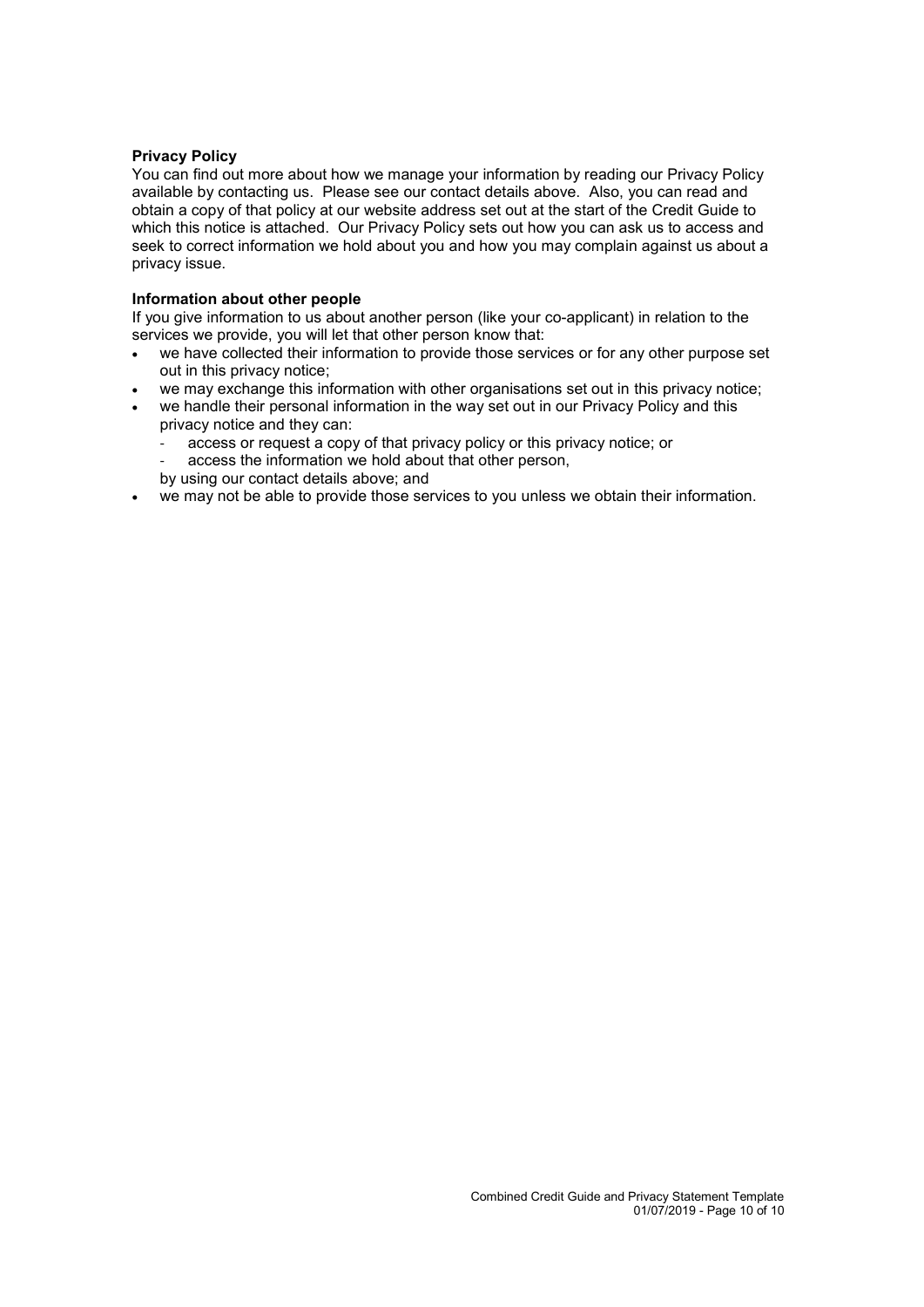**Privacy Policy**

You can find out more about how we manage your information by reading our Privacy Policy available by contacting us. Please see our contact details above. Also, you can read and obtain a copy of that policy at our website address set out at the start of the Credit Guide to which this notice is attached. Our Privacy Policy sets out how you can ask us to access and seek to correct information we hold about you and how you may complain against us about a privacy issue.

**Information about other people**

If you give information to us about another person (like your co-applicant) in relation to the services we provide, you will let that other person know that:

- we have collected their information to provide those services or for any other purpose set out in this privacy notice;
- we may exchange this information with other organisations set out in this privacy notice;
- we handle their personal information in the way set out in our Privacy Policy and this privacy notice and they can:
    - access or request a copy of that privacy policy or this privacy notice; or
    - access the information we hold about that other person,

  by using our contact details above; and
- we may not be able to provide those services to you unless we obtain their information.